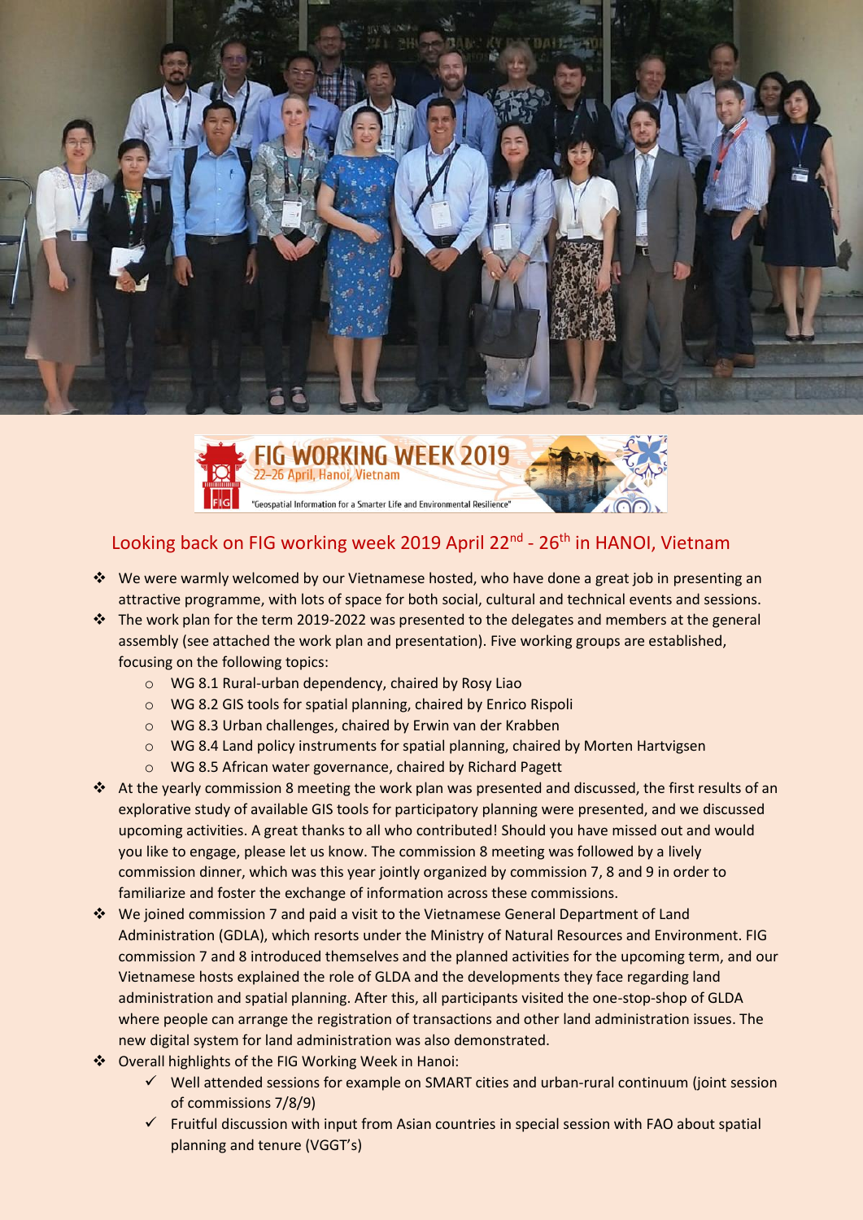## Looking back on FIG working week 2019 April 22nd - 26th in HANOI, Vietnam

- We were warmly welcomed by our Vietnamese hosted, who have done a great job in presenting an attractive programme, with lots of space for both social, cultural and technical events and sessions.
- The work plan for the term 2019-2022 was presented to the delegates and members at the general assembly (see attached the work plan and presentation). Five working groups are established, focusing on the following topics:
  - WG 8.1 Rural-urban dependency, chaired by Rosy Liao
  - WG 8.2 GIS tools for spatial planning, chaired by Enrico Rispoli
  - WG 8.3 Urban challenges, chaired by Erwin van der Krabben
  - WG 8.4 Land policy instruments for spatial planning, chaired by Morten Hartvigsen
  - WG 8.5 African water governance, chaired by Richard Pagett
- At the yearly commission 8 meeting the work plan was presented and discussed, the first results of an explorative study of available GIS tools for participatory planning were presented, and we discussed upcoming activities. A great thanks to all who contributed! Should you have missed out and would you like to engage, please let us know. The commission 8 meeting was followed by a lively commission dinner, which was this year jointly organized by commission 7, 8 and 9 in order to familiarize and foster the exchange of information across these commissions.
- We joined commission 7 and paid a visit to the Vietnamese General Department of Land Administration (GDLA), which resorts under the Ministry of Natural Resources and Environment. FIG commission 7 and 8 introduced themselves and the planned activities for the upcoming term, and our Vietnamese hosts explained the role of GLDA and the developments they face regarding land administration and spatial planning. After this, all participants visited the one-stop-shop of GLDA where people can arrange the registration of transactions and other land administration issues. The new digital system for land administration was also demonstrated.
- Overall highlights of the FIG Working Week in Hanoi:
  - ✓ Well attended sessions for example on SMART cities and urban-rural continuum (joint session of commissions 7/8/9)
  - ✓ Fruitful discussion with input from Asian countries in special session with FAO about spatial planning and tenure (VGGT's)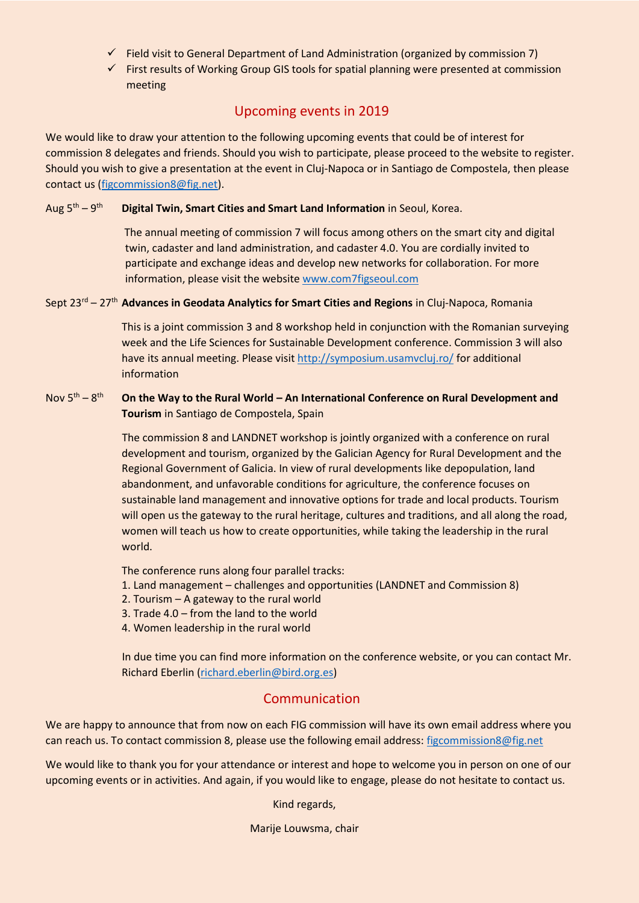- ✓ Field visit to General Department of Land Administration (organized by commission 7)
- ✓ First results of Working Group GIS tools for spatial planning were presented at commission meeting

## Upcoming events in 2019

We would like to draw your attention to the following upcoming events that could be of interest for commission 8 delegates and friends. Should you wish to participate, please proceed to the website to register. Should you wish to give a presentation at the event in Cluj-Napoca or in Santiago de Compostela, then please contact us (figcommission8@fig.net).

Aug 5th – 9th **Digital Twin, Smart Cities and Smart Land Information** in Seoul, Korea.

The annual meeting of commission 7 will focus among others on the smart city and digital twin, cadaster and land administration, and cadaster 4.0. You are cordially invited to participate and exchange ideas and develop new networks for collaboration. For more information, please visit the website www.com7figseoul.com

Sept 23rd – 27th **Advances in Geodata Analytics for Smart Cities and Regions** in Cluj-Napoca, Romania

This is a joint commission 3 and 8 workshop held in conjunction with the Romanian surveying week and the Life Sciences for Sustainable Development conference. Commission 3 will also have its annual meeting. Please visit http://symposium.usamvcluj.ro/ for additional information

Nov 5th – 8th **On the Way to the Rural World – An International Conference on Rural Development and Tourism** in Santiago de Compostela, Spain

The commission 8 and LANDNET workshop is jointly organized with a conference on rural development and tourism, organized by the Galician Agency for Rural Development and the Regional Government of Galicia. In view of rural developments like depopulation, land abandonment, and unfavorable conditions for agriculture, the conference focuses on sustainable land management and innovative options for trade and local products. Tourism will open us the gateway to the rural heritage, cultures and traditions, and all along the road, women will teach us how to create opportunities, while taking the leadership in the rural world.

The conference runs along four parallel tracks:
1. Land management – challenges and opportunities (LANDNET and Commission 8)
2. Tourism – A gateway to the rural world
3. Trade 4.0 – from the land to the world
4. Women leadership in the rural world

In due time you can find more information on the conference website, or you can contact Mr. Richard Eberlin (richard.eberlin@bird.org.es)

## Communication

We are happy to announce that from now on each FIG commission will have its own email address where you can reach us. To contact commission 8, please use the following email address: figcommission8@fig.net

We would like to thank you for your attendance or interest and hope to welcome you in person on one of our upcoming events or in activities. And again, if you would like to engage, please do not hesitate to contact us.

Kind regards,

Marije Louwsma, chair